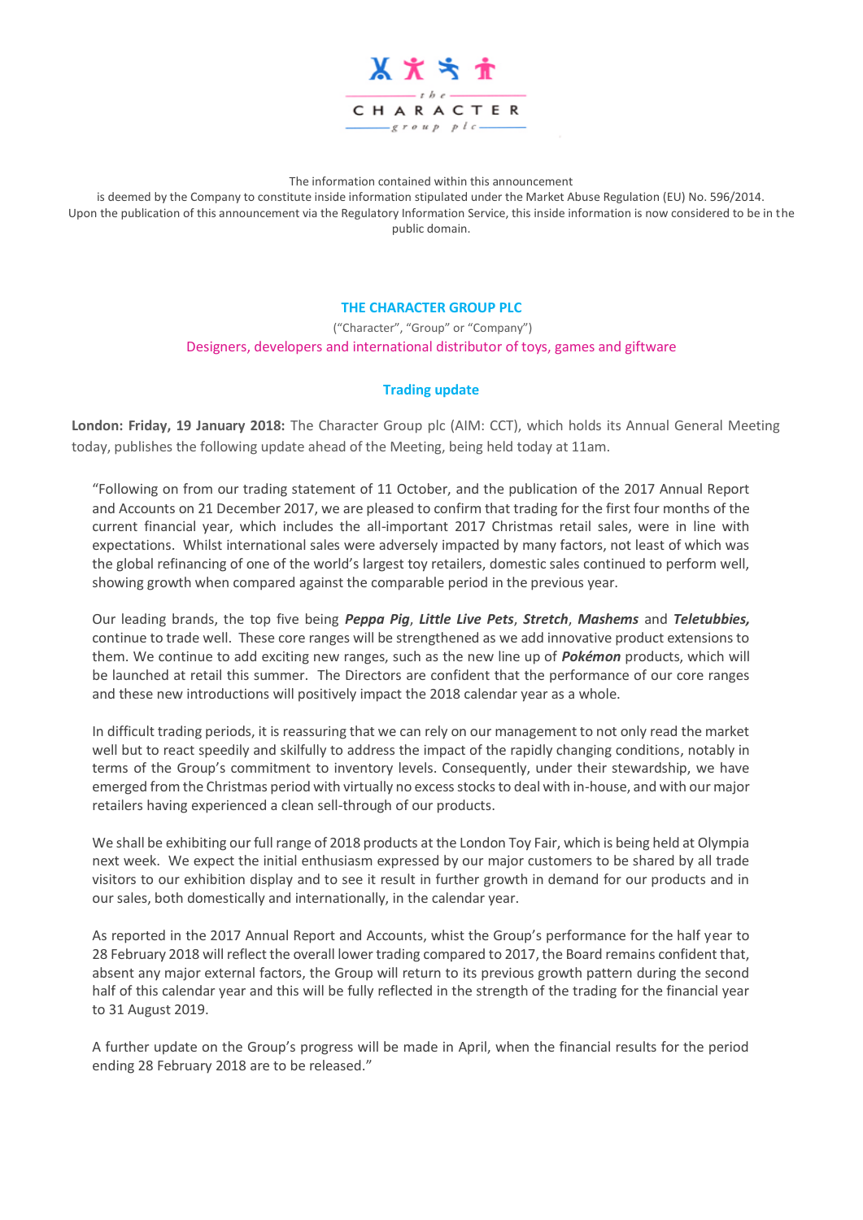the CHARACTER group plc

The information contained within this announcement is deemed by the Company to constitute inside information stipulated under the Market Abuse Regulation (EU) No. 596/2014. Upon the publication of this announcement via the Regulatory Information Service, this inside information is now considered to be in the public domain.

# THE CHARACTER GROUP PLC

("Character", "Group" or "Company")

Designers, developers and international distributor of toys, games and giftware

## Trading update

**London: Friday, 19 January 2018:** The Character Group plc (AIM: CCT), which holds its Annual General Meeting today, publishes the following update ahead of the Meeting, being held today at 11am.

"Following on from our trading statement of 11 October, and the publication of the 2017 Annual Report and Accounts on 21 December 2017, we are pleased to confirm that trading for the first four months of the current financial year, which includes the all-important 2017 Christmas retail sales, were in line with expectations. Whilst international sales were adversely impacted by many factors, not least of which was the global refinancing of one of the world's largest toy retailers, domestic sales continued to perform well, showing growth when compared against the comparable period in the previous year.

Our leading brands, the top five being ***Peppa Pig***, ***Little Live Pets***, ***Stretch***, ***Mashems*** and ***Teletubbies,*** continue to trade well. These core ranges will be strengthened as we add innovative product extensions to them. We continue to add exciting new ranges, such as the new line up of ***Pokémon*** products, which will be launched at retail this summer. The Directors are confident that the performance of our core ranges and these new introductions will positively impact the 2018 calendar year as a whole.

In difficult trading periods, it is reassuring that we can rely on our management to not only read the market well but to react speedily and skilfully to address the impact of the rapidly changing conditions, notably in terms of the Group's commitment to inventory levels. Consequently, under their stewardship, we have emerged from the Christmas period with virtually no excess stocks to deal with in-house, and with our major retailers having experienced a clean sell-through of our products.

We shall be exhibiting our full range of 2018 products at the London Toy Fair, which is being held at Olympia next week. We expect the initial enthusiasm expressed by our major customers to be shared by all trade visitors to our exhibition display and to see it result in further growth in demand for our products and in our sales, both domestically and internationally, in the calendar year.

As reported in the 2017 Annual Report and Accounts, whist the Group's performance for the half year to 28 February 2018 will reflect the overall lower trading compared to 2017, the Board remains confident that, absent any major external factors, the Group will return to its previous growth pattern during the second half of this calendar year and this will be fully reflected in the strength of the trading for the financial year to 31 August 2019.

A further update on the Group's progress will be made in April, when the financial results for the period ending 28 February 2018 are to be released."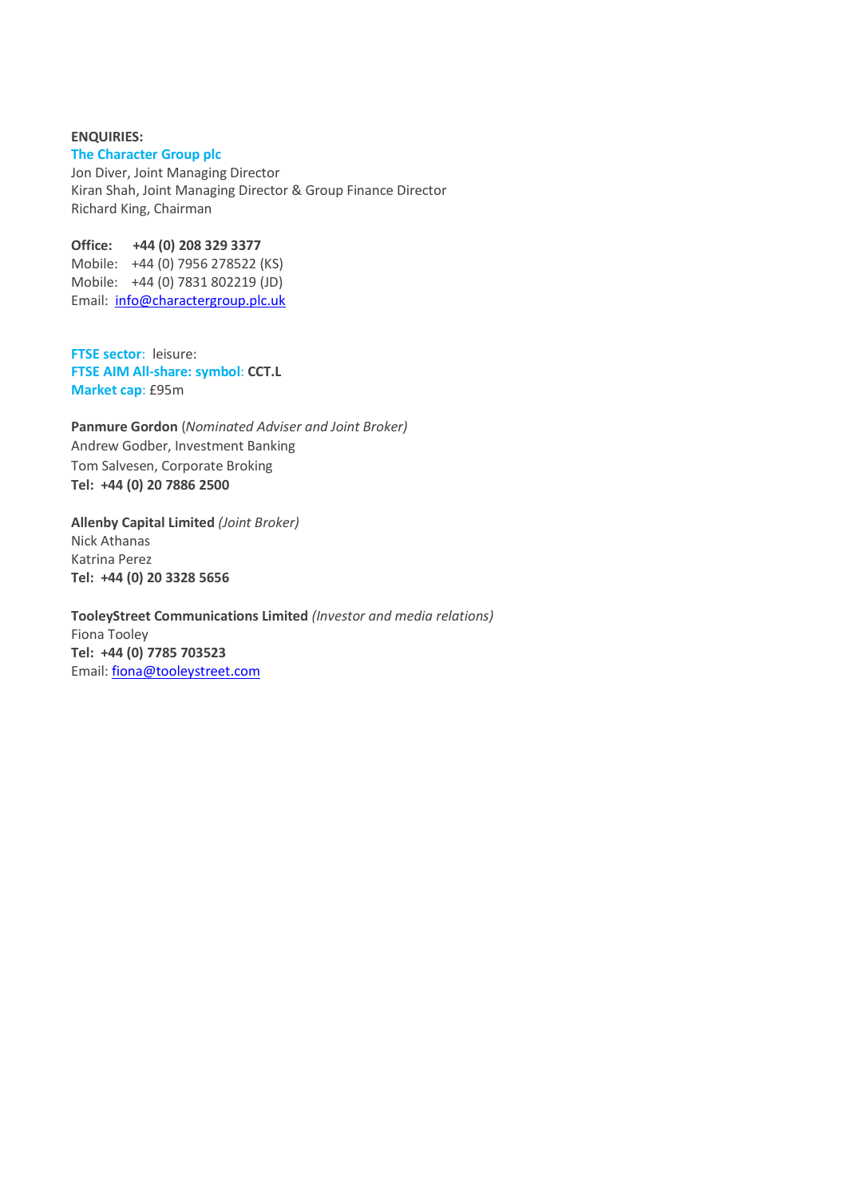**ENQUIRIES:**

**The Character Group plc**
Jon Diver, Joint Managing Director
Kiran Shah, Joint Managing Director & Group Finance Director
Richard King, Chairman

**Office: +44 (0) 208 329 3377**
Mobile: +44 (0) 7956 278522 (KS)
Mobile: +44 (0) 7831 802219 (JD)
Email: info@charactergroup.plc.uk

**FTSE sector**: leisure:
**FTSE AIM All-share: symbol**: **CCT.L**
**Market cap**: £95m

**Panmure Gordon** (*Nominated Adviser and Joint Broker)*
Andrew Godber, Investment Banking
Tom Salvesen, Corporate Broking
**Tel: +44 (0) 20 7886 2500**

**Allenby Capital Limited** *(Joint Broker)*
Nick Athanas
Katrina Perez
**Tel: +44 (0) 20 3328 5656**

**TooleyStreet Communications Limited** *(Investor and media relations)*
Fiona Tooley
**Tel: +44 (0) 7785 703523**
Email: fiona@tooleystreet.com